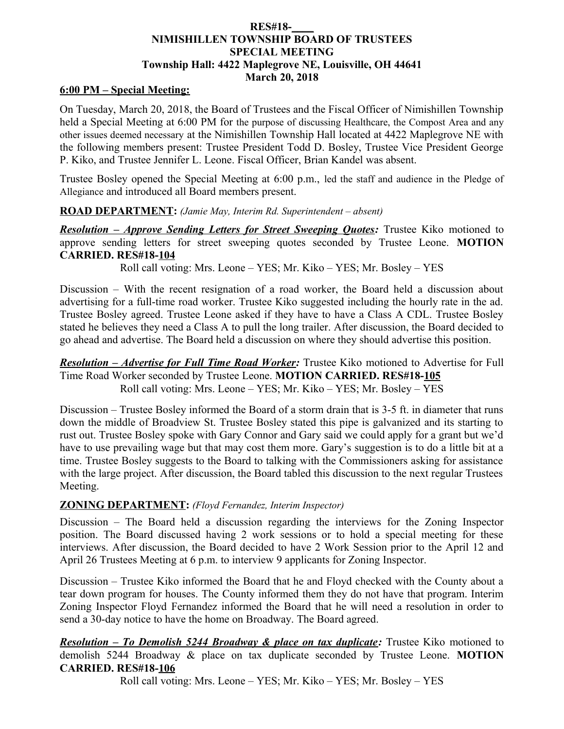**RES#18-____**
**NIMISHILLEN TOWNSHIP BOARD OF TRUSTEES**
**SPECIAL MEETING**
**Township Hall: 4422 Maplegrove NE, Louisville, OH 44641**
**March 20, 2018**

**6:00 PM – Special Meeting:**

On Tuesday, March 20, 2018, the Board of Trustees and the Fiscal Officer of Nimishillen Township held a Special Meeting at 6:00 PM for the purpose of discussing Healthcare, the Compost Area and any other issues deemed necessary at the Nimishillen Township Hall located at 4422 Maplegrove NE with the following members present: Trustee President Todd D. Bosley, Trustee Vice President George P. Kiko, and Trustee Jennifer L. Leone. Fiscal Officer, Brian Kandel was absent.

Trustee Bosley opened the Special Meeting at 6:00 p.m., led the staff and audience in the Pledge of Allegiance and introduced all Board members present.

**ROAD DEPARTMENT:** *(Jamie May, Interim Rd. Superintendent – absent)*

***Resolution – Approve Sending Letters for Street Sweeping Quotes:*** Trustee Kiko motioned to approve sending letters for street sweeping quotes seconded by Trustee Leone. **MOTION CARRIED. RES#18-104**

Roll call voting: Mrs. Leone – YES; Mr. Kiko – YES; Mr. Bosley – YES

Discussion – With the recent resignation of a road worker, the Board held a discussion about advertising for a full-time road worker. Trustee Kiko suggested including the hourly rate in the ad. Trustee Bosley agreed. Trustee Leone asked if they have to have a Class A CDL. Trustee Bosley stated he believes they need a Class A to pull the long trailer. After discussion, the Board decided to go ahead and advertise. The Board held a discussion on where they should advertise this position.

***Resolution – Advertise for Full Time Road Worker:*** Trustee Kiko motioned to Advertise for Full Time Road Worker seconded by Trustee Leone. **MOTION CARRIED. RES#18-105**

Roll call voting: Mrs. Leone – YES; Mr. Kiko – YES; Mr. Bosley – YES

Discussion – Trustee Bosley informed the Board of a storm drain that is 3-5 ft. in diameter that runs down the middle of Broadview St. Trustee Bosley stated this pipe is galvanized and its starting to rust out. Trustee Bosley spoke with Gary Connor and Gary said we could apply for a grant but we'd have to use prevailing wage but that may cost them more. Gary's suggestion is to do a little bit at a time. Trustee Bosley suggests to the Board to talking with the Commissioners asking for assistance with the large project. After discussion, the Board tabled this discussion to the next regular Trustees Meeting.

**ZONING DEPARTMENT:** *(Floyd Fernandez, Interim Inspector)*

Discussion – The Board held a discussion regarding the interviews for the Zoning Inspector position. The Board discussed having 2 work sessions or to hold a special meeting for these interviews. After discussion, the Board decided to have 2 Work Session prior to the April 12 and April 26 Trustees Meeting at 6 p.m. to interview 9 applicants for Zoning Inspector.

Discussion – Trustee Kiko informed the Board that he and Floyd checked with the County about a tear down program for houses. The County informed them they do not have that program. Interim Zoning Inspector Floyd Fernandez informed the Board that he will need a resolution in order to send a 30-day notice to have the home on Broadway. The Board agreed.

***Resolution – To Demolish 5244 Broadway & place on tax duplicate:*** Trustee Kiko motioned to demolish 5244 Broadway & place on tax duplicate seconded by Trustee Leone. **MOTION CARRIED. RES#18-106**

Roll call voting: Mrs. Leone – YES; Mr. Kiko – YES; Mr. Bosley – YES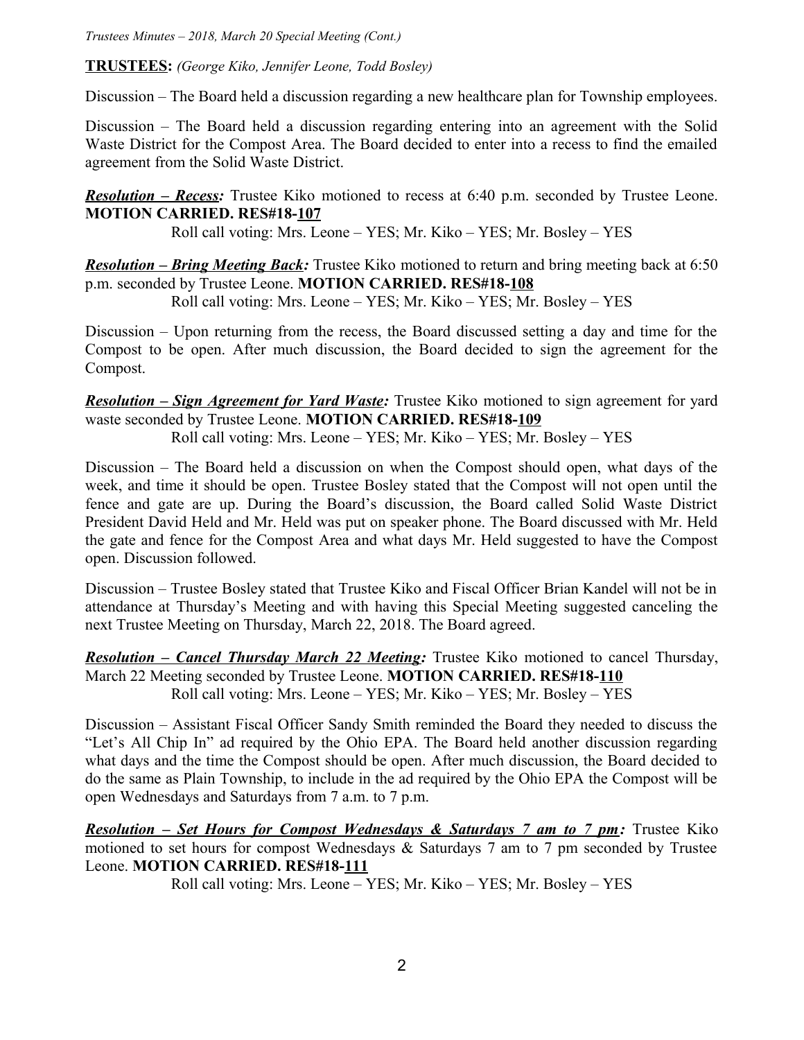**TRUSTEES:** *(George Kiko, Jennifer Leone, Todd Bosley)*

Discussion – The Board held a discussion regarding a new healthcare plan for Township employees.

Discussion – The Board held a discussion regarding entering into an agreement with the Solid Waste District for the Compost Area. The Board decided to enter into a recess to find the emailed agreement from the Solid Waste District.

***Resolution – Recess:*** Trustee Kiko motioned to recess at 6:40 p.m. seconded by Trustee Leone. **MOTION CARRIED. RES#18-107**

Roll call voting: Mrs. Leone – YES; Mr. Kiko – YES; Mr. Bosley – YES

***Resolution – Bring Meeting Back:*** Trustee Kiko motioned to return and bring meeting back at 6:50 p.m. seconded by Trustee Leone. **MOTION CARRIED. RES#18-108**

Roll call voting: Mrs. Leone – YES; Mr. Kiko – YES; Mr. Bosley – YES

Discussion – Upon returning from the recess, the Board discussed setting a day and time for the Compost to be open. After much discussion, the Board decided to sign the agreement for the Compost.

***Resolution – Sign Agreement for Yard Waste:*** Trustee Kiko motioned to sign agreement for yard waste seconded by Trustee Leone. **MOTION CARRIED. RES#18-109**

Roll call voting: Mrs. Leone – YES; Mr. Kiko – YES; Mr. Bosley – YES

Discussion – The Board held a discussion on when the Compost should open, what days of the week, and time it should be open. Trustee Bosley stated that the Compost will not open until the fence and gate are up. During the Board's discussion, the Board called Solid Waste District President David Held and Mr. Held was put on speaker phone. The Board discussed with Mr. Held the gate and fence for the Compost Area and what days Mr. Held suggested to have the Compost open. Discussion followed.

Discussion – Trustee Bosley stated that Trustee Kiko and Fiscal Officer Brian Kandel will not be in attendance at Thursday's Meeting and with having this Special Meeting suggested canceling the next Trustee Meeting on Thursday, March 22, 2018. The Board agreed.

***Resolution – Cancel Thursday March 22 Meeting:*** Trustee Kiko motioned to cancel Thursday, March 22 Meeting seconded by Trustee Leone. **MOTION CARRIED. RES#18-110**

Roll call voting: Mrs. Leone – YES; Mr. Kiko – YES; Mr. Bosley – YES

Discussion – Assistant Fiscal Officer Sandy Smith reminded the Board they needed to discuss the "Let's All Chip In" ad required by the Ohio EPA. The Board held another discussion regarding what days and the time the Compost should be open. After much discussion, the Board decided to do the same as Plain Township, to include in the ad required by the Ohio EPA the Compost will be open Wednesdays and Saturdays from 7 a.m. to 7 p.m.

***Resolution – Set Hours for Compost Wednesdays & Saturdays 7 am to 7 pm:*** Trustee Kiko motioned to set hours for compost Wednesdays & Saturdays 7 am to 7 pm seconded by Trustee Leone. **MOTION CARRIED. RES#18-111**

Roll call voting: Mrs. Leone – YES; Mr. Kiko – YES; Mr. Bosley – YES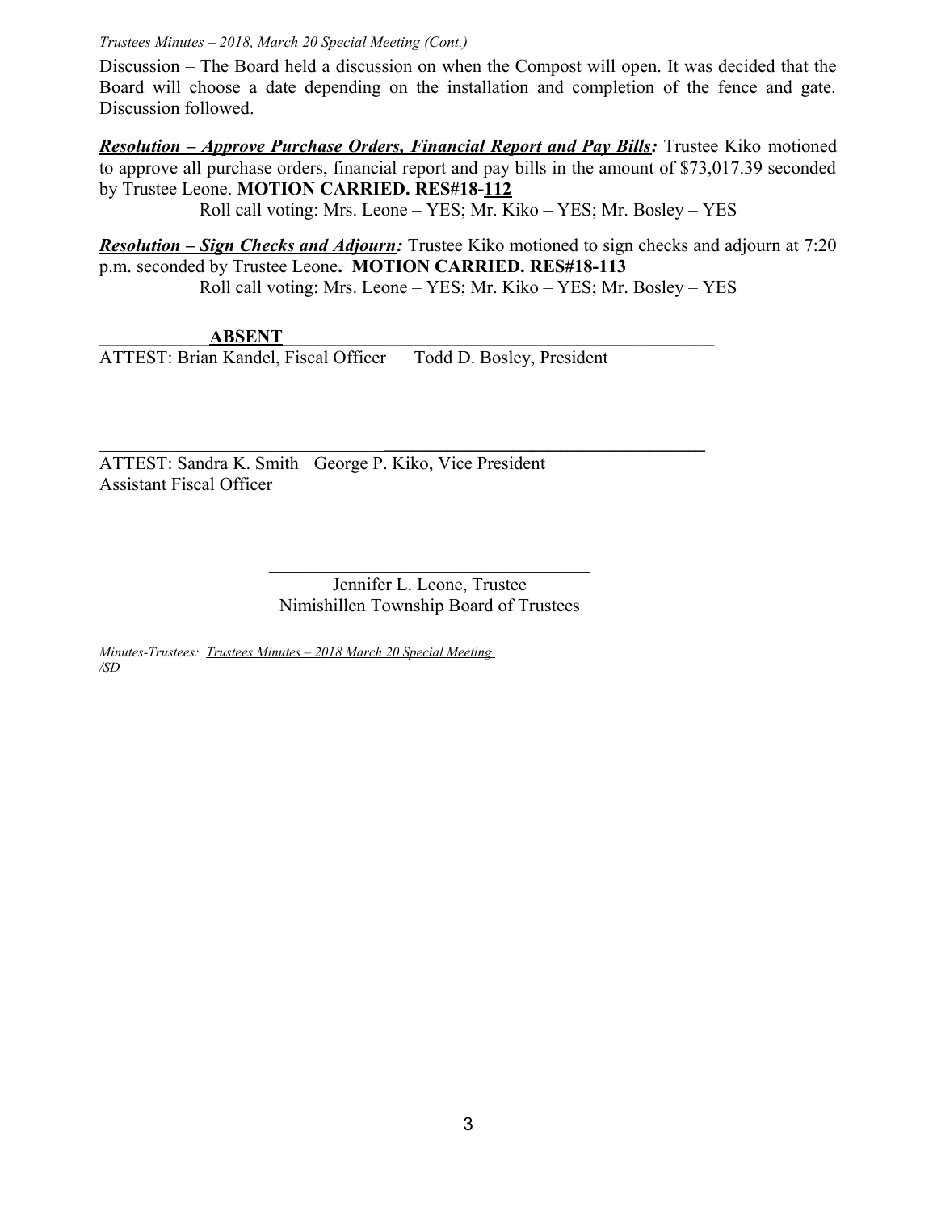Discussion – The Board held a discussion on when the Compost will open. It was decided that the Board will choose a date depending on the installation and completion of the fence and gate. Discussion followed.

***Resolution – Approve Purchase Orders, Financial Report and Pay Bills:*** Trustee Kiko motioned to approve all purchase orders, financial report and pay bills in the amount of $73,017.39 seconded by Trustee Leone. **MOTION CARRIED. RES#18-112**

Roll call voting: Mrs. Leone – YES; Mr. Kiko – YES; Mr. Bosley – YES

***Resolution – Sign Checks and Adjourn:*** Trustee Kiko motioned to sign checks and adjourn at 7:20 p.m. seconded by Trustee Leone**. MOTION CARRIED. RES#18-113**

Roll call voting: Mrs. Leone – YES; Mr. Kiko – YES; Mr. Bosley – YES

____________**ABSENT**__________________________________________________

ATTEST: Brian Kandel, Fiscal Officer      Todd D. Bosley, President

______________________________  __________________________________

ATTEST: Sandra K. Smith    George P. Kiko, Vice President
Assistant Fiscal Officer

__________________________________

Jennifer L. Leone, Trustee
Nimishillen Township Board of Trustees

*Minutes-Trustees: Trustees Minutes – 2018 March 20 Special Meeting*
*/SD*